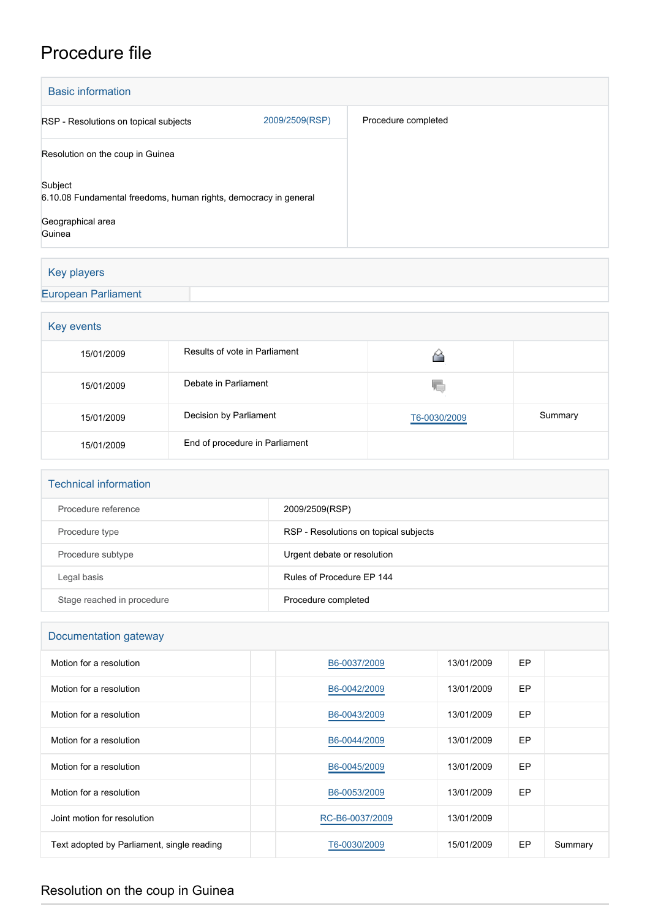# Procedure file

## Basic information

| | | |
|---|---|---|
| RSP - Resolutions on topical subjects | 2009/2509(RSP) | Procedure completed |
| Resolution on the coup in Guinea | | |
| Subject<br>6.10.08 Fundamental freedoms, human rights, democracy in general<br><br>Geographical area<br>Guinea | | |

## Key players

European Parliament

## Key events

| | | | |
|---|---|---|---|
| 15/01/2009 | Results of vote in Parliament | | |
| 15/01/2009 | Debate in Parliament | | |
| 15/01/2009 | Decision by Parliament | T6-0030/2009 | Summary |
| 15/01/2009 | End of procedure in Parliament | | |

## Technical information

| | |
|---|---|
| Procedure reference | 2009/2509(RSP) |
| Procedure type | RSP - Resolutions on topical subjects |
| Procedure subtype | Urgent debate or resolution |
| Legal basis | Rules of Procedure EP 144 |
| Stage reached in procedure | Procedure completed |

## Documentation gateway

| | | | | | |
|---|---|---|---|---|---|
| Motion for a resolution | | B6-0037/2009 | 13/01/2009 | EP | |
| Motion for a resolution | | B6-0042/2009 | 13/01/2009 | EP | |
| Motion for a resolution | | B6-0043/2009 | 13/01/2009 | EP | |
| Motion for a resolution | | B6-0044/2009 | 13/01/2009 | EP | |
| Motion for a resolution | | B6-0045/2009 | 13/01/2009 | EP | |
| Motion for a resolution | | B6-0053/2009 | 13/01/2009 | EP | |
| Joint motion for resolution | | RC-B6-0037/2009 | 13/01/2009 | | |
| Text adopted by Parliament, single reading | | T6-0030/2009 | 15/01/2009 | EP | Summary |

## Resolution on the coup in Guinea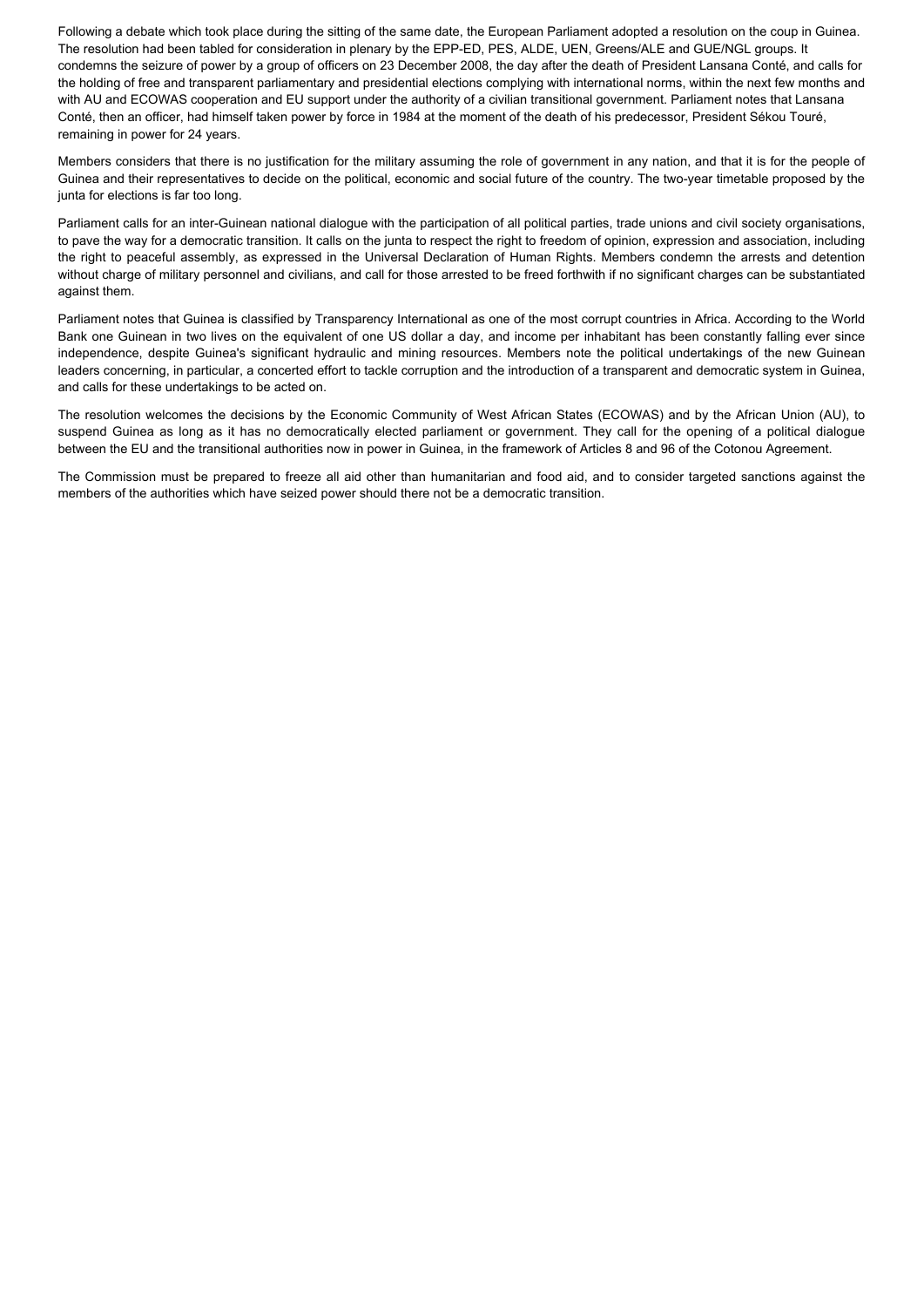Following a debate which took place during the sitting of the same date, the European Parliament adopted a resolution on the coup in Guinea. The resolution had been tabled for consideration in plenary by the EPP-ED, PES, ALDE, UEN, Greens/ALE and GUE/NGL groups. It condemns the seizure of power by a group of officers on 23 December 2008, the day after the death of President Lansana Conté, and calls for the holding of free and transparent parliamentary and presidential elections complying with international norms, within the next few months and with AU and ECOWAS cooperation and EU support under the authority of a civilian transitional government. Parliament notes that Lansana Conté, then an officer, had himself taken power by force in 1984 at the moment of the death of his predecessor, President Sékou Touré, remaining in power for 24 years.

Members considers that there is no justification for the military assuming the role of government in any nation, and that it is for the people of Guinea and their representatives to decide on the political, economic and social future of the country. The two-year timetable proposed by the junta for elections is far too long.

Parliament calls for an inter-Guinean national dialogue with the participation of all political parties, trade unions and civil society organisations, to pave the way for a democratic transition. It calls on the junta to respect the right to freedom of opinion, expression and association, including the right to peaceful assembly, as expressed in the Universal Declaration of Human Rights. Members condemn the arrests and detention without charge of military personnel and civilians, and call for those arrested to be freed forthwith if no significant charges can be substantiated against them.

Parliament notes that Guinea is classified by Transparency International as one of the most corrupt countries in Africa. According to the World Bank one Guinean in two lives on the equivalent of one US dollar a day, and income per inhabitant has been constantly falling ever since independence, despite Guinea's significant hydraulic and mining resources. Members note the political undertakings of the new Guinean leaders concerning, in particular, a concerted effort to tackle corruption and the introduction of a transparent and democratic system in Guinea, and calls for these undertakings to be acted on.

The resolution welcomes the decisions by the Economic Community of West African States (ECOWAS) and by the African Union (AU), to suspend Guinea as long as it has no democratically elected parliament or government. They call for the opening of a political dialogue between the EU and the transitional authorities now in power in Guinea, in the framework of Articles 8 and 96 of the Cotonou Agreement.

The Commission must be prepared to freeze all aid other than humanitarian and food aid, and to consider targeted sanctions against the members of the authorities which have seized power should there not be a democratic transition.